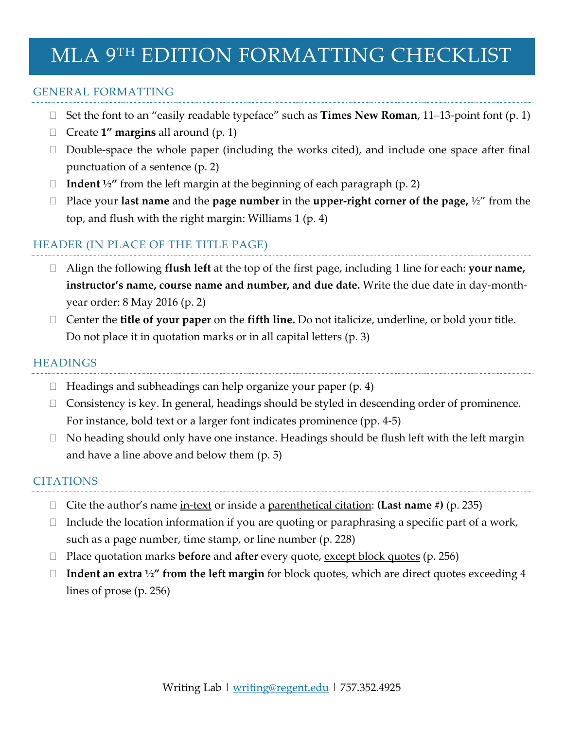# MLA 9TH EDITION FORMATTING CHECKLIST

## GENERAL FORMATTING

- ☐ Set the font to an “easily readable typeface” such as **Times New Roman**, 11–13-point font (p. 1)
- ☐ Create **1” margins** all around (p. 1)
- ☐ Double-space the whole paper (including the works cited), and include one space after final punctuation of a sentence (p. 2)
- ☐ **Indent ½”** from the left margin at the beginning of each paragraph (p. 2)
- ☐ Place your **last name** and the **page number** in the **upper-right corner of the page,** ½” from the top, and flush with the right margin: Williams 1 (p. 4)

## HEADER (IN PLACE OF THE TITLE PAGE)

- ☐ Align the following **flush left** at the top of the first page, including 1 line for each: **your name, instructor’s name, course name and number, and due date.** Write the due date in day-month-year order: 8 May 2016 (p. 2)
- ☐ Center the **title of your paper** on the **fifth line.** Do not italicize, underline, or bold your title. Do not place it in quotation marks or in all capital letters (p. 3)

## HEADINGS

- ☐ Headings and subheadings can help organize your paper (p. 4)
- ☐ Consistency is key. In general, headings should be styled in descending order of prominence. For instance, bold text or a larger font indicates prominence (pp. 4-5)
- ☐ No heading should only have one instance. Headings should be flush left with the left margin and have a line above and below them (p. 5)

## CITATIONS

- ☐ Cite the author’s name in-text or inside a parenthetical citation: **(Last name #)** (p. 235)
- ☐ Include the location information if you are quoting or paraphrasing a specific part of a work, such as a page number, time stamp, or line number (p. 228)
- ☐ Place quotation marks **before** and **after** every quote, except block quotes (p. 256)
- ☐ **Indent an extra ½” from the left margin** for block quotes, which are direct quotes exceeding 4 lines of prose (p. 256)

Writing Lab | writing@regent.edu | 757.352.4925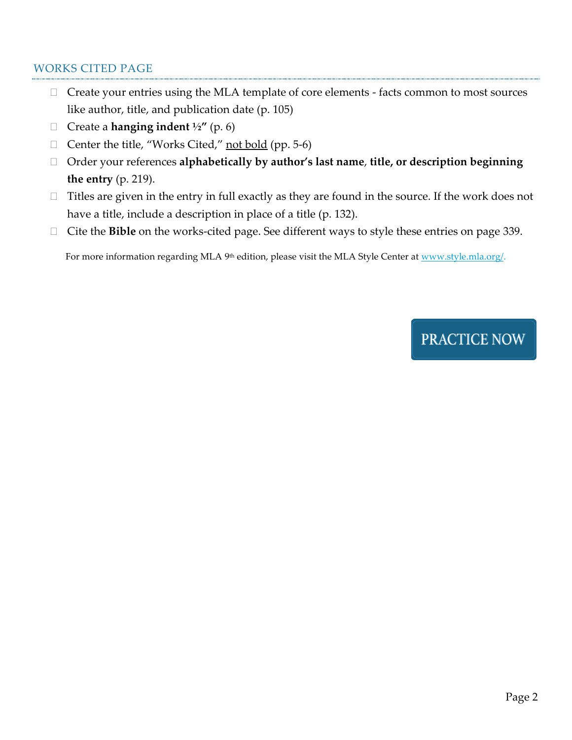## WORKS CITED PAGE

- Create your entries using the MLA template of core elements - facts common to most sources like author, title, and publication date (p. 105)
- Create a **hanging indent ½"** (p. 6)
- Center the title, "Works Cited," <u>not bold</u> (pp. 5-6)
- Order your references **alphabetically by author's last name**, **title, or description beginning the entry** (p. 219).
- Titles are given in the entry in full exactly as they are found in the source. If the work does not have a title, include a description in place of a title (p. 132).
- Cite the **Bible** on the works-cited page. See different ways to style these entries on page 339.

For more information regarding MLA 9th edition, please visit the MLA Style Center at [www.style.mla.org/.](www.style.mla.org/)

PRACTICE NOW